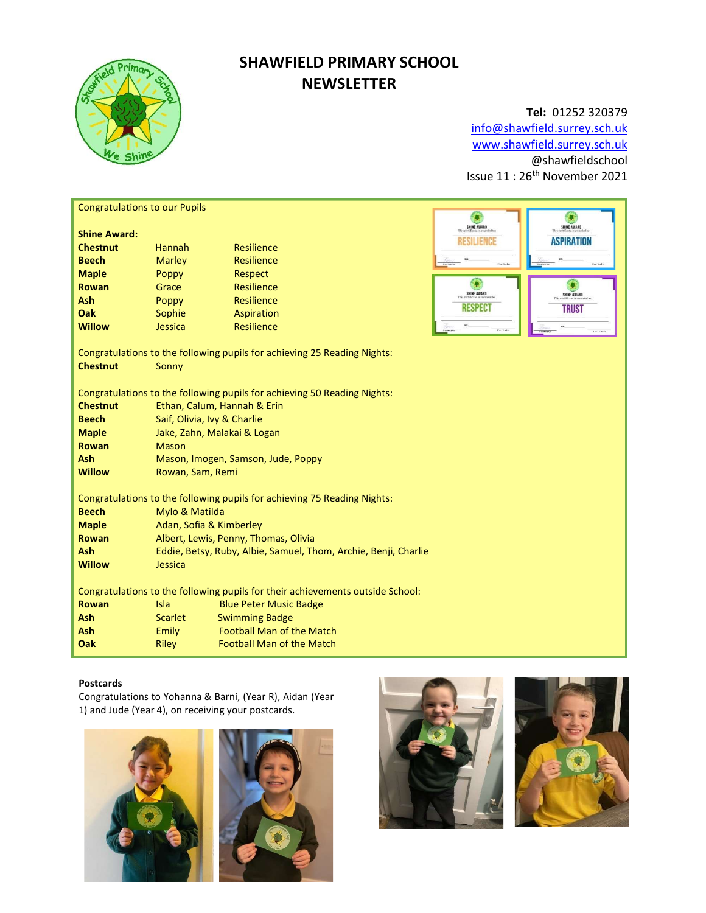# SHAWFIELD PRIMARY SCHOOL NEWSLETTER

**Tel:** 01252 320379
info@shawfield.surrey.sch.uk
www.shawfield.surrey.sch.uk
@shawfieldschool
Issue 11 : 26th November 2021

Congratulations to our Pupils

**Shine Award:**

| | | |
|---|---|---|
| **Chestnut** | Hannah | Resilience |
| **Beech** | Marley | Resilience |
| **Maple** | Poppy | Respect |
| **Rowan** | Grace | Resilience |
| **Ash** | Poppy | Resilience |
| **Oak** | Sophie | Aspiration |
| **Willow** | Jessica | Resilience |

Congratulations to the following pupils for achieving 25 Reading Nights:

| | |
|---|---|
| **Chestnut** | Sonny |

Congratulations to the following pupils for achieving 50 Reading Nights:

| | |
|---|---|
| **Chestnut** | Ethan, Calum, Hannah & Erin |
| **Beech** | Saif, Olivia, Ivy & Charlie |
| **Maple** | Jake, Zahn, Malakai & Logan |
| **Rowan** | Mason |
| **Ash** | Mason, Imogen, Samson, Jude, Poppy |
| **Willow** | Rowan, Sam, Remi |

Congratulations to the following pupils for achieving 75 Reading Nights:

| | |
|---|---|
| **Beech** | Mylo & Matilda |
| **Maple** | Adan, Sofia & Kimberley |
| **Rowan** | Albert, Lewis, Penny, Thomas, Olivia |
| **Ash** | Eddie, Betsy, Ruby, Albie, Samuel, Thom, Archie, Benji, Charlie |
| **Willow** | Jessica |

Congratulations to the following pupils for their achievements outside School:

| | | |
|---|---|---|
| **Rowan** | Isla | Blue Peter Music Badge |
| **Ash** | Scarlet | Swimming Badge |
| **Ash** | Emily | Football Man of the Match |
| **Oak** | Riley | Football Man of the Match |

**Postcards**

Congratulations to Yohanna & Barni, (Year R), Aidan (Year 1) and Jude (Year 4), on receiving your postcards.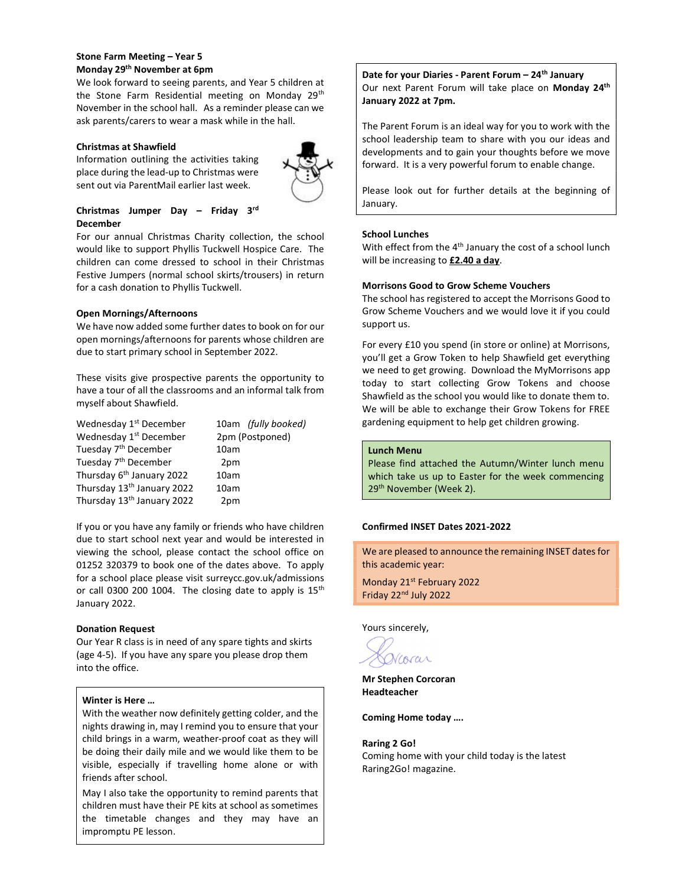**Stone Farm Meeting – Year 5**
**Monday 29th November at 6pm**

We look forward to seeing parents, and Year 5 children at the Stone Farm Residential meeting on Monday 29th November in the school hall. As a reminder please can we ask parents/carers to wear a mask while in the hall.

**Christmas at Shawfield**

Information outlining the activities taking place during the lead-up to Christmas were sent out via ParentMail earlier last week.

**Christmas Jumper Day – Friday 3rd December**

For our annual Christmas Charity collection, the school would like to support Phyllis Tuckwell Hospice Care. The children can come dressed to school in their Christmas Festive Jumpers (normal school skirts/trousers) in return for a cash donation to Phyllis Tuckwell.

**Open Mornings/Afternoons**

We have now added some further dates to book on for our open mornings/afternoons for parents whose children are due to start primary school in September 2022.

These visits give prospective parents the opportunity to have a tour of all the classrooms and an informal talk from myself about Shawfield.

| | |
|---|---|
| Wednesday 1st December | 10am *(fully booked)* |
| Wednesday 1st December | 2pm (Postponed) |
| Tuesday 7th December | 10am |
| Tuesday 7th December | 2pm |
| Thursday 6th January 2022 | 10am |
| Thursday 13th January 2022 | 10am |
| Thursday 13th January 2022 | 2pm |

If you or you have any family or friends who have children due to start school next year and would be interested in viewing the school, please contact the school office on 01252 320379 to book one of the dates above. To apply for a school place please visit surreycc.gov.uk/admissions or call 0300 200 1004. The closing date to apply is 15th January 2022.

**Donation Request**

Our Year R class is in need of any spare tights and skirts (age 4-5). If you have any spare you please drop them into the office.

**Winter is Here …**

With the weather now definitely getting colder, and the nights drawing in, may I remind you to ensure that your child brings in a warm, weather-proof coat as they will be doing their daily mile and we would like them to be visible, especially if travelling home alone or with friends after school.

May I also take the opportunity to remind parents that children must have their PE kits at school as sometimes the timetable changes and they may have an impromptu PE lesson.

**Date for your Diaries - Parent Forum – 24th January**

Our next Parent Forum will take place on **Monday 24th January 2022 at 7pm.**

The Parent Forum is an ideal way for you to work with the school leadership team to share with you our ideas and developments and to gain your thoughts before we move forward. It is a very powerful forum to enable change.

Please look out for further details at the beginning of January.

**School Lunches**

With effect from the 4th January the cost of a school lunch will be increasing to **£2.40 a day**.

**Morrisons Good to Grow Scheme Vouchers**

The school has registered to accept the Morrisons Good to Grow Scheme Vouchers and we would love it if you could support us.

For every £10 you spend (in store or online) at Morrisons, you'll get a Grow Token to help Shawfield get everything we need to get growing. Download the MyMorrisons app today to start collecting Grow Tokens and choose Shawfield as the school you would like to donate them to. We will be able to exchange their Grow Tokens for FREE gardening equipment to help get children growing.

**Lunch Menu**

Please find attached the Autumn/Winter lunch menu which take us up to Easter for the week commencing 29th November (Week 2).

**Confirmed INSET Dates 2021-2022**

We are pleased to announce the remaining INSET dates for this academic year:

Monday 21st February 2022
Friday 22nd July 2022

Yours sincerely,

**Mr Stephen Corcoran**
**Headteacher**

**Coming Home today ….**

**Raring 2 Go!**

Coming home with your child today is the latest Raring2Go! magazine.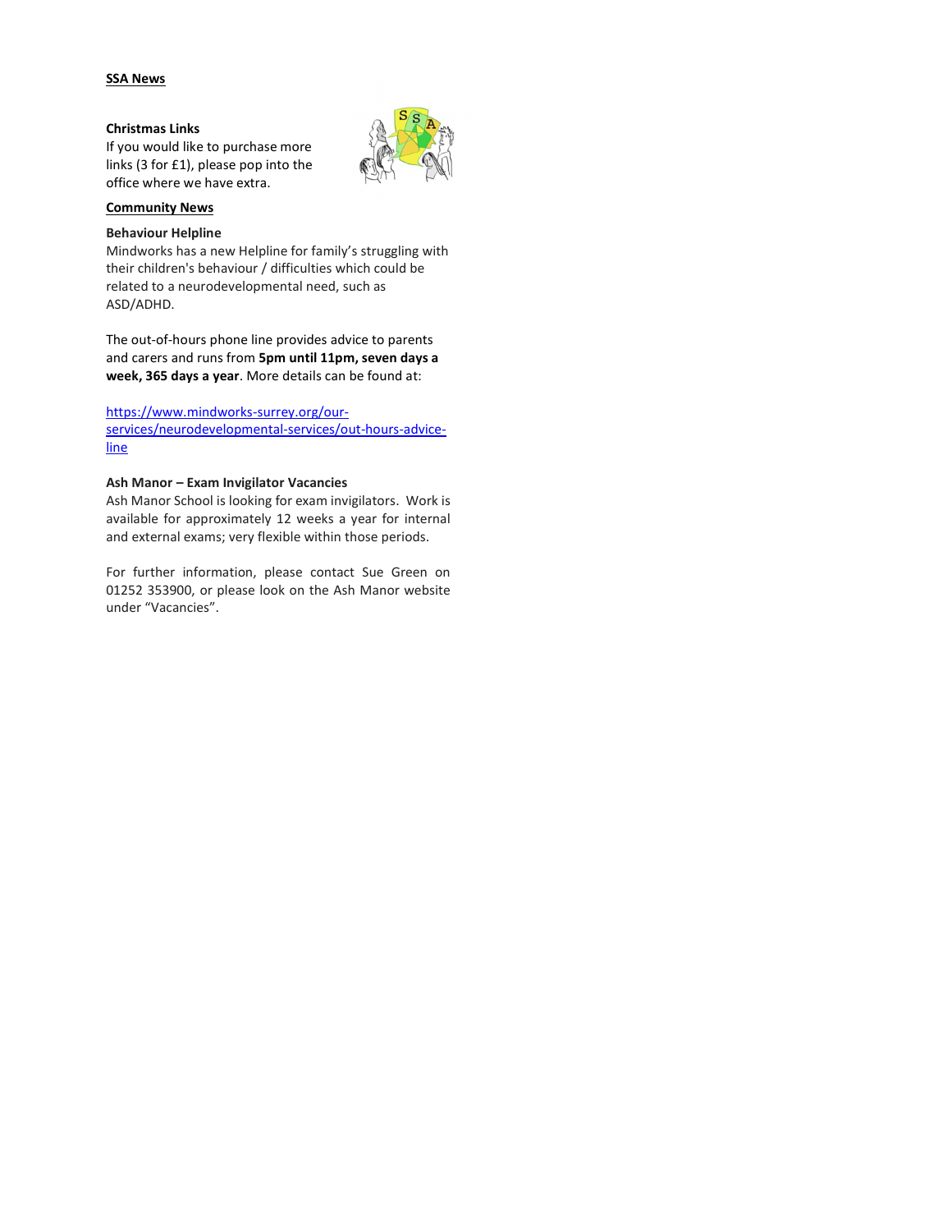## SSA News

### Christmas Links

If you would like to purchase more links (3 for £1), please pop into the office where we have extra.

## Community News

### Behaviour Helpline

Mindworks has a new Helpline for family's struggling with their children's behaviour / difficulties which could be related to a neurodevelopmental need, such as ASD/ADHD.

The out-of-hours phone line provides advice to parents and carers and runs from **5pm until 11pm, seven days a week, 365 days a year**. More details can be found at:

https://www.mindworks-surrey.org/our-services/neurodevelopmental-services/out-hours-advice-line

### Ash Manor – Exam Invigilator Vacancies

Ash Manor School is looking for exam invigilators. Work is available for approximately 12 weeks a year for internal and external exams; very flexible within those periods.

For further information, please contact Sue Green on 01252 353900, or please look on the Ash Manor website under "Vacancies".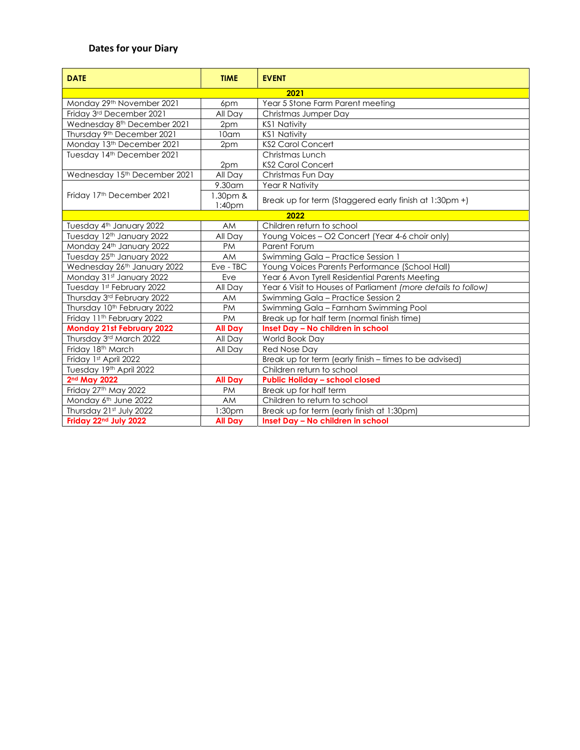## Dates for your Diary

| DATE | TIME | EVENT |
|---|---|---|
| **2021** | | |
| Monday 29th November 2021 | 6pm | Year 5 Stone Farm Parent meeting |
| Friday 3rd December 2021 | All Day | Christmas Jumper Day |
| Wednesday 8th December 2021 | 2pm | KS1 Nativity |
| Thursday 9th December 2021 | 10am | KS1 Nativity |
| Monday 13th December 2021 | 2pm | KS2 Carol Concert |
| Tuesday 14th December 2021 | 2pm | Christmas Lunch<br>KS2 Carol Concert |
| Wednesday 15th December 2021 | All Day | Christmas Fun Day |
| Friday 17th December 2021 | 9.30am | Year R Nativity |
| | 1.30pm & 1:40pm | Break up for term (Staggered early finish at 1:30pm +) |
| **2022** | | |
| Tuesday 4th January 2022 | AM | Children return to school |
| Tuesday 12th January 2022 | All Day | Young Voices – O2 Concert (Year 4-6 choir only) |
| Monday 24th January 2022 | PM | Parent Forum |
| Tuesday 25th January 2022 | AM | Swimming Gala – Practice Session 1 |
| Wednesday 26th January 2022 | Eve - TBC | Young Voices Parents Performance (School Hall) |
| Monday 31st January 2022 | Eve | Year 6 Avon Tyrell Residential Parents Meeting |
| Tuesday 1st February 2022 | All Day | Year 6 Visit to Houses of Parliament *(more details to follow)* |
| Thursday 3rd February 2022 | AM | Swimming Gala – Practice Session 2 |
| Thursday 10th February 2022 | PM | Swimming Gala – Farnham Swimming Pool |
| Friday 11th February 2022 | PM | Break up for half term (normal finish time) |
| **Monday 21st February 2022** | **All Day** | **Inset Day – No children in school** |
| Thursday 3rd March 2022 | All Day | World Book Day |
| Friday 18th March | All Day | Red Nose Day |
| Friday 1st April 2022 | | Break up for term (early finish – times to be advised) |
| Tuesday 19th April 2022 | | Children return to school |
| **2nd May 2022** | **All Day** | **Public Holiday – school closed** |
| Friday 27th May 2022 | PM | Break up for half term |
| Monday 6th June 2022 | AM | Children to return to school |
| Thursday 21st July 2022 | 1:30pm | Break up for term (early finish at 1:30pm) |
| **Friday 22nd July 2022** | **All Day** | **Inset Day – No children in school** |